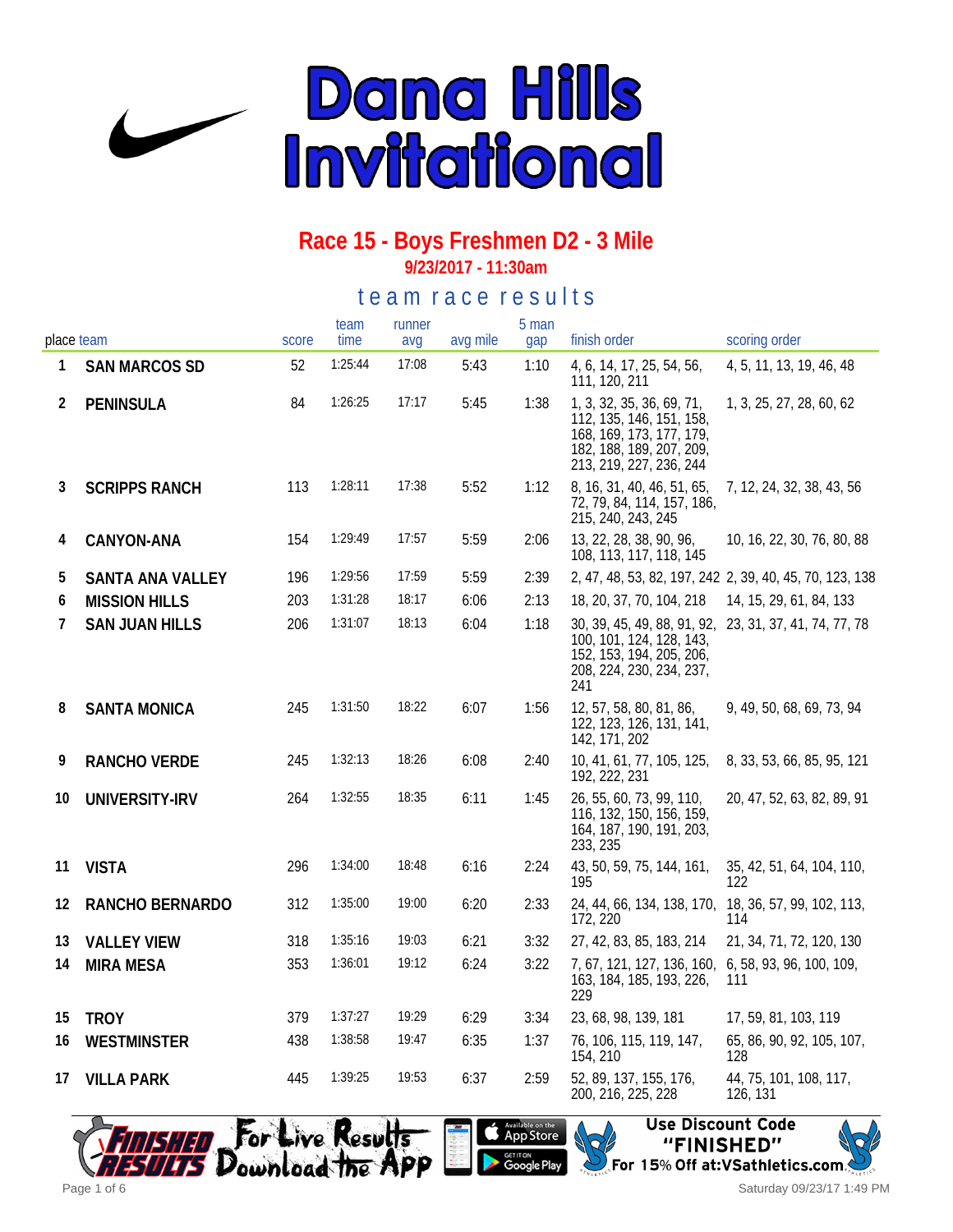# Dana Hills Invitational

## Race 15 - Boys Freshmen D2 - 3 Mile

**9/23/2017 - 11:30am**

### team race results

| place | team | score | team time | runner avg | avg mile | 5 man gap | finish order | scoring order |
|---|---|---|---|---|---|---|---|---|
| 1 | SAN MARCOS SD | 52 | 1:25:44 | 17:08 | 5:43 | 1:10 | 4, 6, 14, 17, 25, 54, 56, 111, 120, 211 | 4, 5, 11, 13, 19, 46, 48 |
| 2 | PENINSULA | 84 | 1:26:25 | 17:17 | 5:45 | 1:38 | 1, 3, 32, 35, 36, 69, 71, 112, 135, 146, 151, 158, 168, 169, 173, 177, 179, 182, 188, 189, 207, 209, 213, 219, 227, 236, 244 | 1, 3, 25, 27, 28, 60, 62 |
| 3 | SCRIPPS RANCH | 113 | 1:28:11 | 17:38 | 5:52 | 1:12 | 8, 16, 31, 40, 46, 51, 65, 72, 79, 84, 114, 157, 186, 215, 240, 243, 245 | 7, 12, 24, 32, 38, 43, 56 |
| 4 | CANYON-ANA | 154 | 1:29:49 | 17:57 | 5:59 | 2:06 | 13, 22, 28, 38, 90, 96, 108, 113, 117, 118, 145 | 10, 16, 22, 30, 76, 80, 88 |
| 5 | SANTA ANA VALLEY | 196 | 1:29:56 | 17:59 | 5:59 | 2:39 | 2, 47, 48, 53, 82, 197, 242 | 2, 39, 40, 45, 70, 123, 138 |
| 6 | MISSION HILLS | 203 | 1:31:28 | 18:17 | 6:06 | 2:13 | 18, 20, 37, 70, 104, 218 | 14, 15, 29, 61, 84, 133 |
| 7 | SAN JUAN HILLS | 206 | 1:31:07 | 18:13 | 6:04 | 1:18 | 30, 39, 45, 49, 88, 91, 92, 100, 101, 124, 128, 143, 152, 153, 194, 205, 206, 208, 224, 230, 234, 237, 241 | 23, 31, 37, 41, 74, 77, 78 |
| 8 | SANTA MONICA | 245 | 1:31:50 | 18:22 | 6:07 | 1:56 | 12, 57, 58, 80, 81, 86, 122, 123, 126, 131, 141, 142, 171, 202 | 9, 49, 50, 68, 69, 73, 94 |
| 9 | RANCHO VERDE | 245 | 1:32:13 | 18:26 | 6:08 | 2:40 | 10, 41, 61, 77, 105, 125, 192, 222, 231 | 8, 33, 53, 66, 85, 95, 121 |
| 10 | UNIVERSITY-IRV | 264 | 1:32:55 | 18:35 | 6:11 | 1:45 | 26, 55, 60, 73, 99, 110, 116, 132, 150, 156, 159, 164, 187, 190, 191, 203, 233, 235 | 20, 47, 52, 63, 82, 89, 91 |
| 11 | VISTA | 296 | 1:34:00 | 18:48 | 6:16 | 2:24 | 43, 50, 59, 75, 144, 161, 195 | 35, 42, 51, 64, 104, 110, 122 |
| 12 | RANCHO BERNARDO | 312 | 1:35:00 | 19:00 | 6:20 | 2:33 | 24, 44, 66, 134, 138, 170, 172, 220 | 18, 36, 57, 99, 102, 113, 114 |
| 13 | VALLEY VIEW | 318 | 1:35:16 | 19:03 | 6:21 | 3:32 | 27, 42, 83, 85, 183, 214 | 21, 34, 71, 72, 120, 130 |
| 14 | MIRA MESA | 353 | 1:36:01 | 19:12 | 6:24 | 3:22 | 7, 67, 121, 127, 136, 160, 163, 184, 185, 193, 226, 229 | 6, 58, 93, 96, 100, 109, 111 |
| 15 | TROY | 379 | 1:37:27 | 19:29 | 6:29 | 3:34 | 23, 68, 98, 139, 181 | 17, 59, 81, 103, 119 |
| 16 | WESTMINSTER | 438 | 1:38:58 | 19:47 | 6:35 | 1:37 | 76, 106, 115, 119, 147, 154, 210 | 65, 86, 90, 92, 105, 107, 128 |
| 17 | VILLA PARK | 445 | 1:39:25 | 19:53 | 6:37 | 2:59 | 52, 89, 137, 155, 176, 200, 216, 225, 228 | 44, 75, 101, 108, 117, 126, 131 |

For Live Results Download the App — Available on the App Store / Get it on Google Play

Use Discount Code "FINISHED" For 15% Off at:VSathletics.com

Saturday 09/23/17 1:49 PM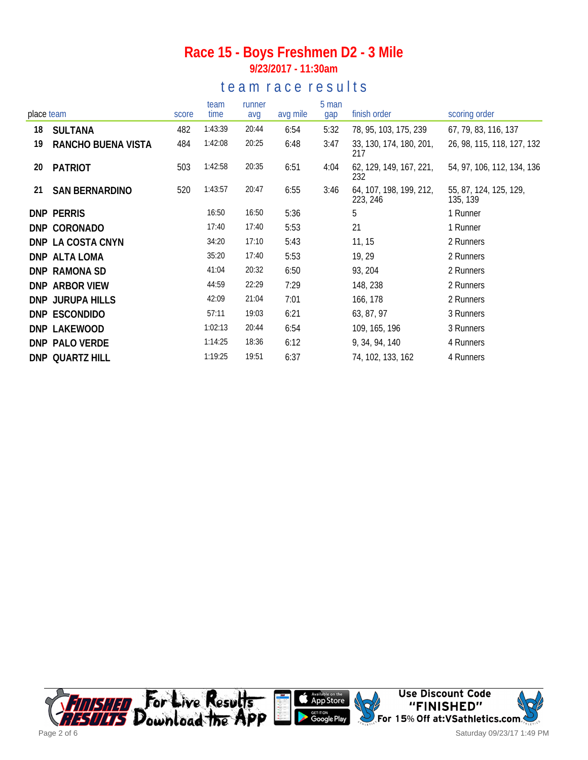# Race 15 - Boys Freshmen D2 - 3 Mile

**9/23/2017 - 11:30am**

## team race results

| place | team | score | team time | runner avg | avg mile | 5 man gap | finish order | scoring order |
|---|---|---|---|---|---|---|---|---|
| 18 | **SULTANA** | 482 | 1:43:39 | 20:44 | 6:54 | 5:32 | 78, 95, 103, 175, 239 | 67, 79, 83, 116, 137 |
| 19 | **RANCHO BUENA VISTA** | 484 | 1:42:08 | 20:25 | 6:48 | 3:47 | 33, 130, 174, 180, 201, 217 | 26, 98, 115, 118, 127, 132 |
| 20 | **PATRIOT** | 503 | 1:42:58 | 20:35 | 6:51 | 4:04 | 62, 129, 149, 167, 221, 232 | 54, 97, 106, 112, 134, 136 |
| 21 | **SAN BERNARDINO** | 520 | 1:43:57 | 20:47 | 6:55 | 3:46 | 64, 107, 198, 199, 212, 223, 246 | 55, 87, 124, 125, 129, 135, 139 |
| DNP | **PERRIS** | | 16:50 | 16:50 | 5:36 | | 5 | 1 Runner |
| DNP | **CORONADO** | | 17:40 | 17:40 | 5:53 | | 21 | 1 Runner |
| DNP | **LA COSTA CNYN** | | 34:20 | 17:10 | 5:43 | | 11, 15 | 2 Runners |
| DNP | **ALTA LOMA** | | 35:20 | 17:40 | 5:53 | | 19, 29 | 2 Runners |
| DNP | **RAMONA SD** | | 41:04 | 20:32 | 6:50 | | 93, 204 | 2 Runners |
| DNP | **ARBOR VIEW** | | 44:59 | 22:29 | 7:29 | | 148, 238 | 2 Runners |
| DNP | **JURUPA HILLS** | | 42:09 | 21:04 | 7:01 | | 166, 178 | 2 Runners |
| DNP | **ESCONDIDO** | | 57:11 | 19:03 | 6:21 | | 63, 87, 97 | 3 Runners |
| DNP | **LAKEWOOD** | | 1:02:13 | 20:44 | 6:54 | | 109, 165, 196 | 3 Runners |
| DNP | **PALO VERDE** | | 1:14:25 | 18:36 | 6:12 | | 9, 34, 94, 140 | 4 Runners |
| DNP | **QUARTZ HILL** | | 1:19:25 | 19:51 | 6:37 | | 74, 102, 133, 162 | 4 Runners |

For Live Results Download the APP

Use Discount Code "FINISHED" For 15% Off at:VSathletics.com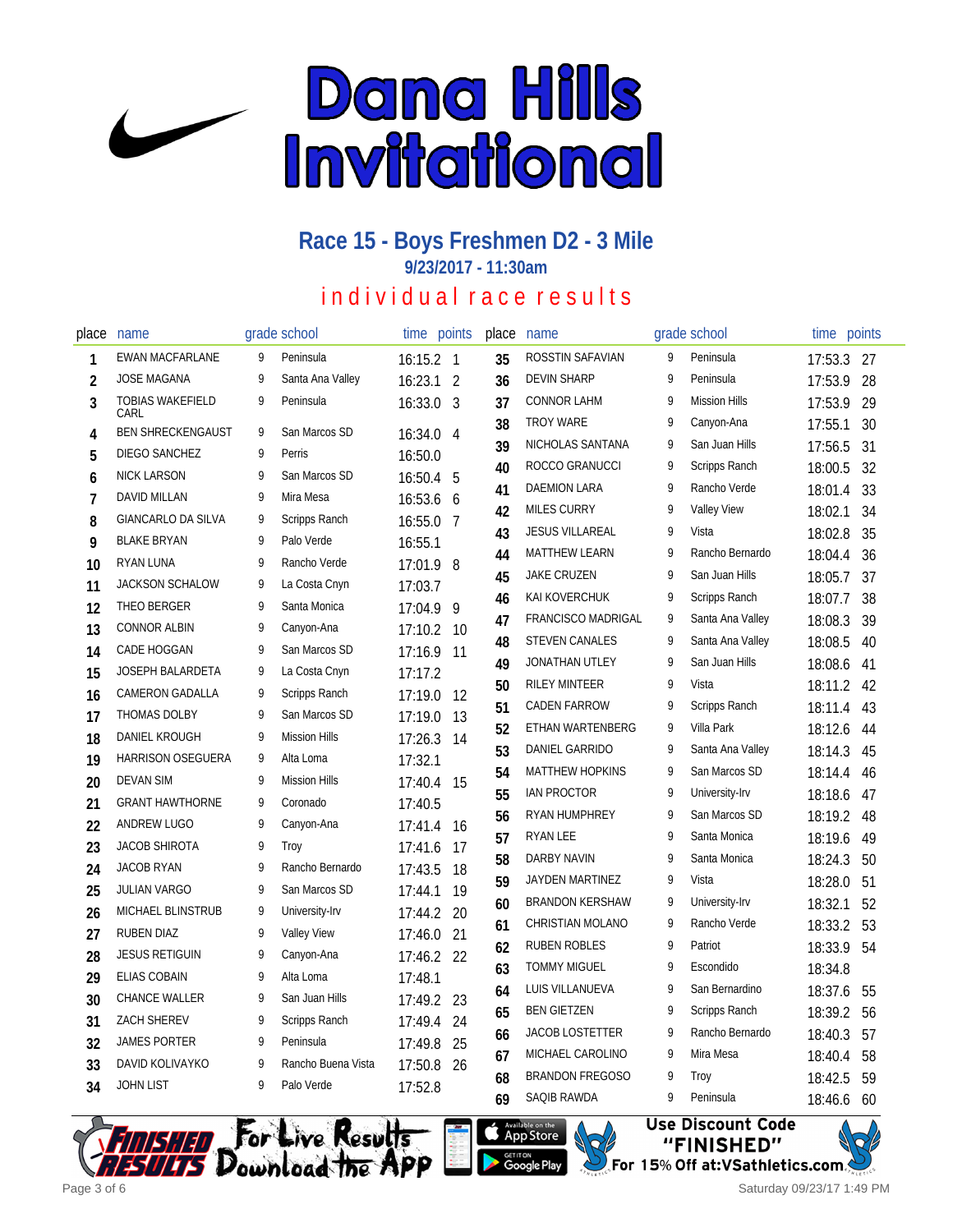# Dana Hills Invitational

## Race 15 - Boys Freshmen D2 - 3 Mile

### 9/23/2017 - 11:30am

### individual race results

| place | name | grade | school | time | points |
|---|---|---|---|---|---|
| 1 | EWAN MACFARLANE | 9 | Peninsula | 16:15.2 | 1 |
| 2 | JOSE MAGANA | 9 | Santa Ana Valley | 16:23.1 | 2 |
| 3 | TOBIAS WAKEFIELD CARL | 9 | Peninsula | 16:33.0 | 3 |
| 4 | BEN SHRECKENGAUST | 9 | San Marcos SD | 16:34.0 | 4 |
| 5 | DIEGO SANCHEZ | 9 | Perris | 16:50.0 | |
| 6 | NICK LARSON | 9 | San Marcos SD | 16:50.4 | 5 |
| 7 | DAVID MILLAN | 9 | Mira Mesa | 16:53.6 | 6 |
| 8 | GIANCARLO DA SILVA | 9 | Scripps Ranch | 16:55.0 | 7 |
| 9 | BLAKE BRYAN | 9 | Palo Verde | 16:55.1 | |
| 10 | RYAN LUNA | 9 | Rancho Verde | 17:01.9 | 8 |
| 11 | JACKSON SCHALOW | 9 | La Costa Cnyn | 17:03.7 | |
| 12 | THEO BERGER | 9 | Santa Monica | 17:04.9 | 9 |
| 13 | CONNOR ALBIN | 9 | Canyon-Ana | 17:10.2 | 10 |
| 14 | CADE HOGGAN | 9 | San Marcos SD | 17:16.9 | 11 |
| 15 | JOSEPH BALARDETA | 9 | La Costa Cnyn | 17:17.2 | |
| 16 | CAMERON GADALLA | 9 | Scripps Ranch | 17:19.0 | 12 |
| 17 | THOMAS DOLBY | 9 | San Marcos SD | 17:19.0 | 13 |
| 18 | DANIEL KROUGH | 9 | Mission Hills | 17:26.3 | 14 |
| 19 | HARRISON OSEGUERA | 9 | Alta Loma | 17:32.1 | |
| 20 | DEVAN SIM | 9 | Mission Hills | 17:40.4 | 15 |
| 21 | GRANT HAWTHORNE | 9 | Coronado | 17:40.5 | |
| 22 | ANDREW LUGO | 9 | Canyon-Ana | 17:41.4 | 16 |
| 23 | JACOB SHIROTA | 9 | Troy | 17:41.6 | 17 |
| 24 | JACOB RYAN | 9 | Rancho Bernardo | 17:43.5 | 18 |
| 25 | JULIAN VARGO | 9 | San Marcos SD | 17:44.1 | 19 |
| 26 | MICHAEL BLINSTRUB | 9 | University-Irv | 17:44.2 | 20 |
| 27 | RUBEN DIAZ | 9 | Valley View | 17:46.0 | 21 |
| 28 | JESUS RETIGUIN | 9 | Canyon-Ana | 17:46.2 | 22 |
| 29 | ELIAS COBAIN | 9 | Alta Loma | 17:48.1 | |
| 30 | CHANCE WALLER | 9 | San Juan Hills | 17:49.2 | 23 |
| 31 | ZACH SHEREV | 9 | Scripps Ranch | 17:49.4 | 24 |
| 32 | JAMES PORTER | 9 | Peninsula | 17:49.8 | 25 |
| 33 | DAVID KOLIVAYKO | 9 | Rancho Buena Vista | 17:50.8 | 26 |
| 34 | JOHN LIST | 9 | Palo Verde | 17:52.8 | |
| 35 | ROSSTIN SAFAVIAN | 9 | Peninsula | 17:53.3 | 27 |
| 36 | DEVIN SHARP | 9 | Peninsula | 17:53.9 | 28 |
| 37 | CONNOR LAHM | 9 | Mission Hills | 17:53.9 | 29 |
| 38 | TROY WARE | 9 | Canyon-Ana | 17:55.1 | 30 |
| 39 | NICHOLAS SANTANA | 9 | San Juan Hills | 17:56.5 | 31 |
| 40 | ROCCO GRANUCCI | 9 | Scripps Ranch | 18:00.5 | 32 |
| 41 | DAEMION LARA | 9 | Rancho Verde | 18:01.4 | 33 |
| 42 | MILES CURRY | 9 | Valley View | 18:02.1 | 34 |
| 43 | JESUS VILLAREAL | 9 | Vista | 18:02.8 | 35 |
| 44 | MATTHEW LEARN | 9 | Rancho Bernardo | 18:04.4 | 36 |
| 45 | JAKE CRUZEN | 9 | San Juan Hills | 18:05.7 | 37 |
| 46 | KAI KOVERCHUK | 9 | Scripps Ranch | 18:07.7 | 38 |
| 47 | FRANCISCO MADRIGAL | 9 | Santa Ana Valley | 18:08.3 | 39 |
| 48 | STEVEN CANALES | 9 | Santa Ana Valley | 18:08.5 | 40 |
| 49 | JONATHAN UTLEY | 9 | San Juan Hills | 18:08.6 | 41 |
| 50 | RILEY MINTEER | 9 | Vista | 18:11.2 | 42 |
| 51 | CADEN FARROW | 9 | Scripps Ranch | 18:11.4 | 43 |
| 52 | ETHAN WARTENBERG | 9 | Villa Park | 18:12.6 | 44 |
| 53 | DANIEL GARRIDO | 9 | Santa Ana Valley | 18:14.3 | 45 |
| 54 | MATTHEW HOPKINS | 9 | San Marcos SD | 18:14.4 | 46 |
| 55 | IAN PROCTOR | 9 | University-Irv | 18:18.6 | 47 |
| 56 | RYAN HUMPHREY | 9 | San Marcos SD | 18:19.2 | 48 |
| 57 | RYAN LEE | 9 | Santa Monica | 18:19.6 | 49 |
| 58 | DARBY NAVIN | 9 | Santa Monica | 18:24.3 | 50 |
| 59 | JAYDEN MARTINEZ | 9 | Vista | 18:28.0 | 51 |
| 60 | BRANDON KERSHAW | 9 | University-Irv | 18:32.1 | 52 |
| 61 | CHRISTIAN MOLANO | 9 | Rancho Verde | 18:33.2 | 53 |
| 62 | RUBEN ROBLES | 9 | Patriot | 18:33.9 | 54 |
| 63 | TOMMY MIGUEL | 9 | Escondido | 18:34.8 | |
| 64 | LUIS VILLANUEVA | 9 | San Bernardino | 18:37.6 | 55 |
| 65 | BEN GIETZEN | 9 | Scripps Ranch | 18:39.2 | 56 |
| 66 | JACOB LOSTETTER | 9 | Rancho Bernardo | 18:40.3 | 57 |
| 67 | MICHAEL CAROLINO | 9 | Mira Mesa | 18:40.4 | 58 |
| 68 | BRANDON FREGOSO | 9 | Troy | 18:42.5 | 59 |
| 69 | SAQIB RAWDA | 9 | Peninsula | 18:46.6 | 60 |

Finished Results — For Live Results Download the App — Available on the App Store / Get it on Google Play — Use Discount Code "FINISHED" For 15% Off at:VSathletics.com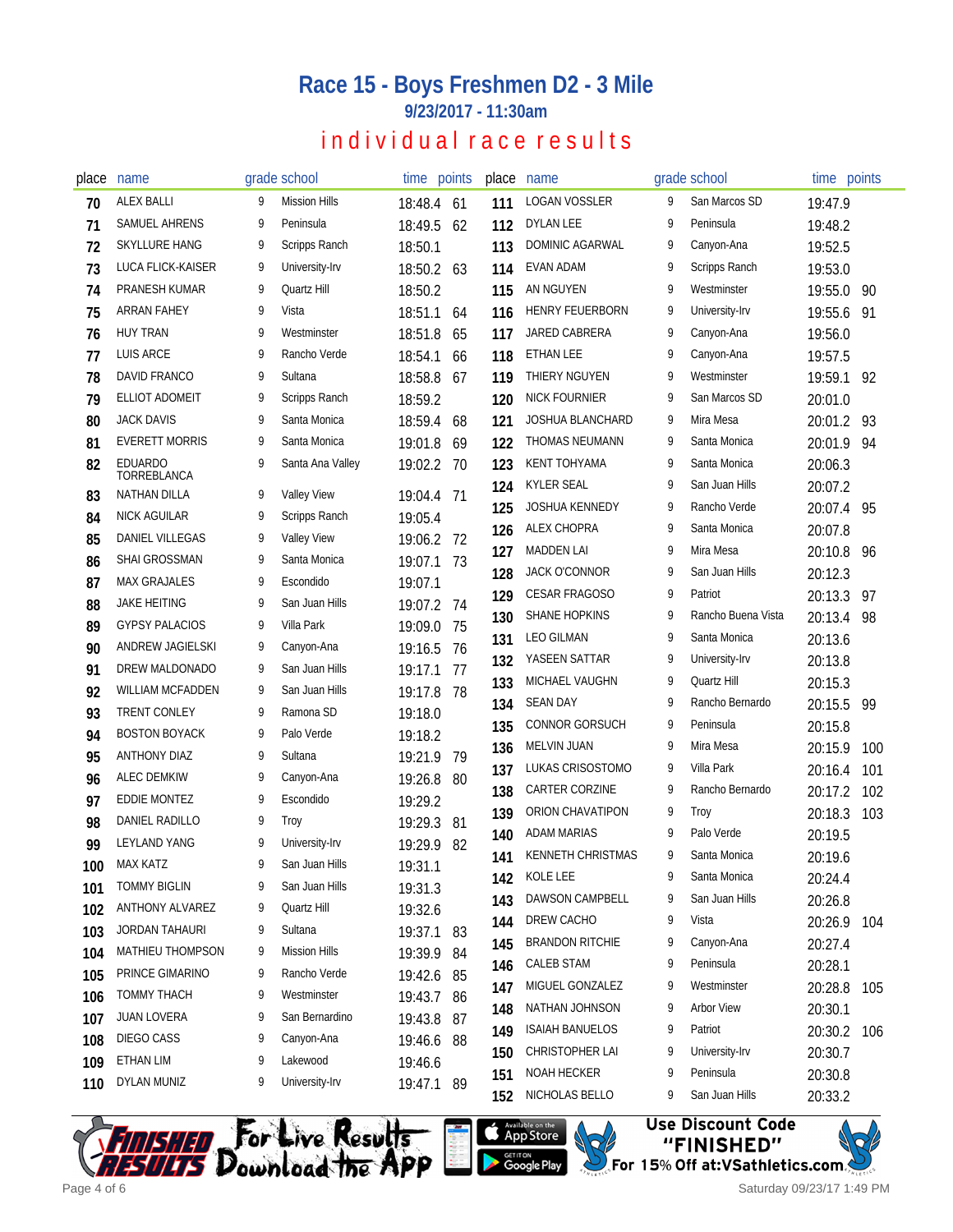# Race 15 - Boys Freshmen D2 - 3 Mile

**9/23/2017 - 11:30am**

## individual race results

| place | name | grade | school | time | points |
|---|---|---|---|---|---|
| 70 | ALEX BALLI | 9 | Mission Hills | 18:48.4 | 61 |
| 71 | SAMUEL AHRENS | 9 | Peninsula | 18:49.5 | 62 |
| 72 | SKYLLURE HANG | 9 | Scripps Ranch | 18:50.1 | |
| 73 | LUCA FLICK-KAISER | 9 | University-Irv | 18:50.2 | 63 |
| 74 | PRANESH KUMAR | 9 | Quartz Hill | 18:50.2 | |
| 75 | ARRAN FAHEY | 9 | Vista | 18:51.1 | 64 |
| 76 | HUY TRAN | 9 | Westminster | 18:51.8 | 65 |
| 77 | LUIS ARCE | 9 | Rancho Verde | 18:54.1 | 66 |
| 78 | DAVID FRANCO | 9 | Sultana | 18:58.8 | 67 |
| 79 | ELLIOT ADOMEIT | 9 | Scripps Ranch | 18:59.2 | |
| 80 | JACK DAVIS | 9 | Santa Monica | 18:59.4 | 68 |
| 81 | EVERETT MORRIS | 9 | Santa Monica | 19:01.8 | 69 |
| 82 | EDUARDO TORREBLANCA | 9 | Santa Ana Valley | 19:02.2 | 70 |
| 83 | NATHAN DILLA | 9 | Valley View | 19:04.4 | 71 |
| 84 | NICK AGUILAR | 9 | Scripps Ranch | 19:05.4 | |
| 85 | DANIEL VILLEGAS | 9 | Valley View | 19:06.2 | 72 |
| 86 | SHAI GROSSMAN | 9 | Santa Monica | 19:07.1 | 73 |
| 87 | MAX GRAJALES | 9 | Escondido | 19:07.1 | |
| 88 | JAKE HEITING | 9 | San Juan Hills | 19:07.2 | 74 |
| 89 | GYPSY PALACIOS | 9 | Villa Park | 19:09.0 | 75 |
| 90 | ANDREW JAGIELSKI | 9 | Canyon-Ana | 19:16.5 | 76 |
| 91 | DREW MALDONADO | 9 | San Juan Hills | 19:17.1 | 77 |
| 92 | WILLIAM MCFADDEN | 9 | San Juan Hills | 19:17.8 | 78 |
| 93 | TRENT CONLEY | 9 | Ramona SD | 19:18.0 | |
| 94 | BOSTON BOYACK | 9 | Palo Verde | 19:18.2 | |
| 95 | ANTHONY DIAZ | 9 | Sultana | 19:21.9 | 79 |
| 96 | ALEC DEMKIW | 9 | Canyon-Ana | 19:26.8 | 80 |
| 97 | EDDIE MONTEZ | 9 | Escondido | 19:29.2 | |
| 98 | DANIEL RADILLO | 9 | Troy | 19:29.3 | 81 |
| 99 | LEYLAND YANG | 9 | University-Irv | 19:29.9 | 82 |
| 100 | MAX KATZ | 9 | San Juan Hills | 19:31.1 | |
| 101 | TOMMY BIGLIN | 9 | San Juan Hills | 19:31.3 | |
| 102 | ANTHONY ALVAREZ | 9 | Quartz Hill | 19:32.6 | |
| 103 | JORDAN TAHAURI | 9 | Sultana | 19:37.1 | 83 |
| 104 | MATHIEU THOMPSON | 9 | Mission Hills | 19:39.9 | 84 |
| 105 | PRINCE GIMARINO | 9 | Rancho Verde | 19:42.6 | 85 |
| 106 | TOMMY THACH | 9 | Westminster | 19:43.7 | 86 |
| 107 | JUAN LOVERA | 9 | San Bernardino | 19:43.8 | 87 |
| 108 | DIEGO CASS | 9 | Canyon-Ana | 19:46.6 | 88 |
| 109 | ETHAN LIM | 9 | Lakewood | 19:46.6 | |
| 110 | DYLAN MUNIZ | 9 | University-Irv | 19:47.1 | 89 |
| 111 | LOGAN VOSSLER | 9 | San Marcos SD | 19:47.9 | |
| 112 | DYLAN LEE | 9 | Peninsula | 19:48.2 | |
| 113 | DOMINIC AGARWAL | 9 | Canyon-Ana | 19:52.5 | |
| 114 | EVAN ADAM | 9 | Scripps Ranch | 19:53.0 | |
| 115 | AN NGUYEN | 9 | Westminster | 19:55.0 | 90 |
| 116 | HENRY FEUERBORN | 9 | University-Irv | 19:55.6 | 91 |
| 117 | JARED CABRERA | 9 | Canyon-Ana | 19:56.0 | |
| 118 | ETHAN LEE | 9 | Canyon-Ana | 19:57.5 | |
| 119 | THIERY NGUYEN | 9 | Westminster | 19:59.1 | 92 |
| 120 | NICK FOURNIER | 9 | San Marcos SD | 20:01.0 | |
| 121 | JOSHUA BLANCHARD | 9 | Mira Mesa | 20:01.2 | 93 |
| 122 | THOMAS NEUMANN | 9 | Santa Monica | 20:01.9 | 94 |
| 123 | KENT TOHYAMA | 9 | Santa Monica | 20:06.3 | |
| 124 | KYLER SEAL | 9 | San Juan Hills | 20:07.2 | |
| 125 | JOSHUA KENNEDY | 9 | Rancho Verde | 20:07.4 | 95 |
| 126 | ALEX CHOPRA | 9 | Santa Monica | 20:07.8 | |
| 127 | MADDEN LAI | 9 | Mira Mesa | 20:10.8 | 96 |
| 128 | JACK O'CONNOR | 9 | San Juan Hills | 20:12.3 | |
| 129 | CESAR FRAGOSO | 9 | Patriot | 20:13.3 | 97 |
| 130 | SHANE HOPKINS | 9 | Rancho Buena Vista | 20:13.4 | 98 |
| 131 | LEO GILMAN | 9 | Santa Monica | 20:13.6 | |
| 132 | YASEEN SATTAR | 9 | University-Irv | 20:13.8 | |
| 133 | MICHAEL VAUGHN | 9 | Quartz Hill | 20:15.3 | |
| 134 | SEAN DAY | 9 | Rancho Bernardo | 20:15.5 | 99 |
| 135 | CONNOR GORSUCH | 9 | Peninsula | 20:15.8 | |
| 136 | MELVIN JUAN | 9 | Mira Mesa | 20:15.9 | 100 |
| 137 | LUKAS CRISOSTOMO | 9 | Villa Park | 20:16.4 | 101 |
| 138 | CARTER CORZINE | 9 | Rancho Bernardo | 20:17.2 | 102 |
| 139 | ORION CHAVATIPON | 9 | Troy | 20:18.3 | 103 |
| 140 | ADAM MARIAS | 9 | Palo Verde | 20:19.5 | |
| 141 | KENNETH CHRISTMAS | 9 | Santa Monica | 20:19.6 | |
| 142 | KOLE LEE | 9 | Santa Monica | 20:24.4 | |
| 143 | DAWSON CAMPBELL | 9 | San Juan Hills | 20:26.8 | |
| 144 | DREW CACHO | 9 | Vista | 20:26.9 | 104 |
| 145 | BRANDON RITCHIE | 9 | Canyon-Ana | 20:27.4 | |
| 146 | CALEB STAM | 9 | Peninsula | 20:28.1 | |
| 147 | MIGUEL GONZALEZ | 9 | Westminster | 20:28.8 | 105 |
| 148 | NATHAN JOHNSON | 9 | Arbor View | 20:30.1 | |
| 149 | ISAIAH BANUELOS | 9 | Patriot | 20:30.2 | 106 |
| 150 | CHRISTOPHER LAI | 9 | University-Irv | 20:30.7 | |
| 151 | NOAH HECKER | 9 | Peninsula | 20:30.8 | |
| 152 | NICHOLAS BELLO | 9 | San Juan Hills | 20:33.2 | |

For Live Results Download the App

Use Discount Code "FINISHED" For 15% Off at:VSathletics.com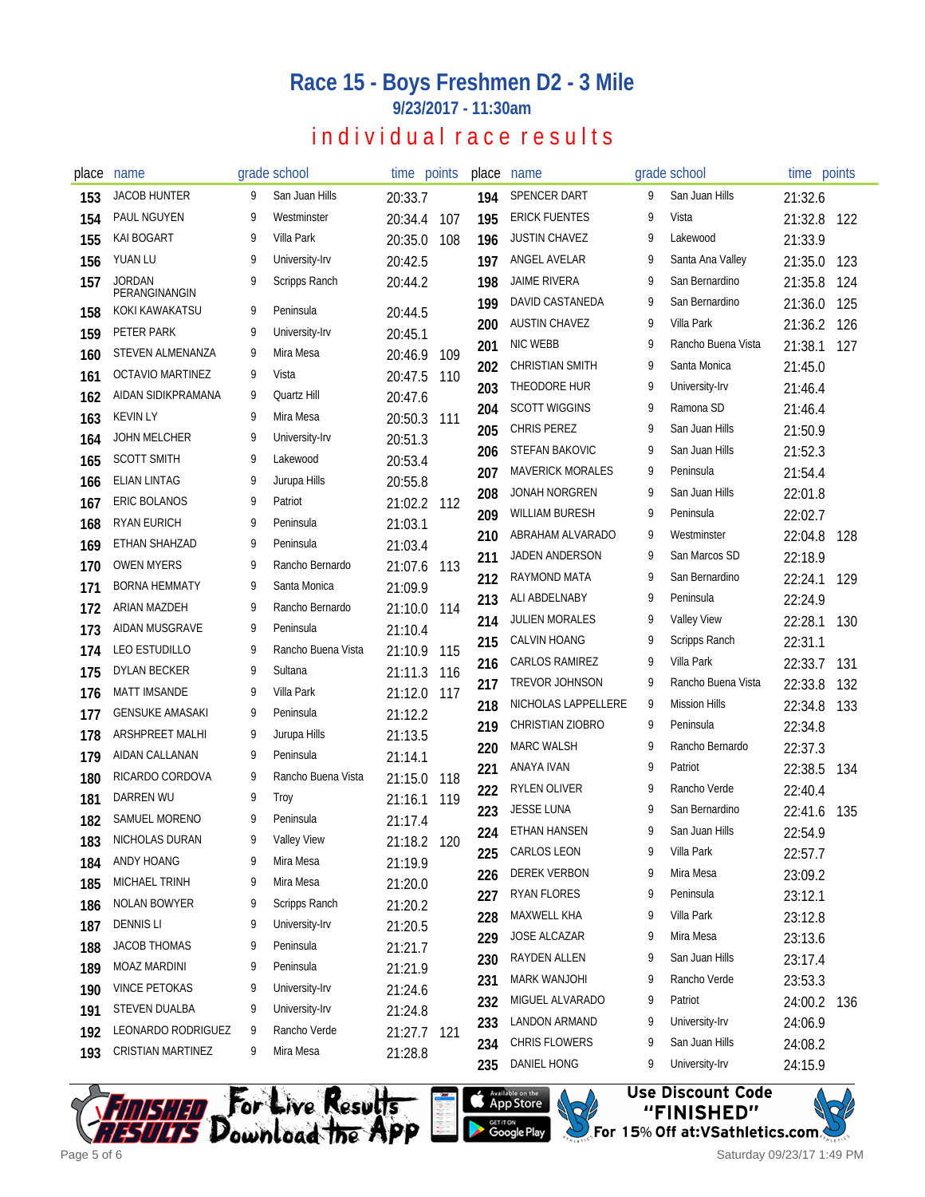# Race 15 - Boys Freshmen D2 - 3 Mile

**9/23/2017 - 11:30am**

## individual race results

| place | name | grade | school | time | points |
|---|---|---|---|---|---|
| 153 | JACOB HUNTER | 9 | San Juan Hills | 20:33.7 | |
| 154 | PAUL NGUYEN | 9 | Westminster | 20:34.4 | 107 |
| 155 | KAI BOGART | 9 | Villa Park | 20:35.0 | 108 |
| 156 | YUAN LU | 9 | University-Irv | 20:42.5 | |
| 157 | JORDAN PERANGINANGIN | 9 | Scripps Ranch | 20:44.2 | |
| 158 | KOKI KAWAKATSU | 9 | Peninsula | 20:44.5 | |
| 159 | PETER PARK | 9 | University-Irv | 20:45.1 | |
| 160 | STEVEN ALMENANZA | 9 | Mira Mesa | 20:46.9 | 109 |
| 161 | OCTAVIO MARTINEZ | 9 | Vista | 20:47.5 | 110 |
| 162 | AIDAN SIDIKPRAMANA | 9 | Quartz Hill | 20:47.6 | |
| 163 | KEVIN LY | 9 | Mira Mesa | 20:50.3 | 111 |
| 164 | JOHN MELCHER | 9 | University-Irv | 20:51.3 | |
| 165 | SCOTT SMITH | 9 | Lakewood | 20:53.4 | |
| 166 | ELIAN LINTAG | 9 | Jurupa Hills | 20:55.8 | |
| 167 | ERIC BOLANOS | 9 | Patriot | 21:02.2 | 112 |
| 168 | RYAN EURICH | 9 | Peninsula | 21:03.1 | |
| 169 | ETHAN SHAHZAD | 9 | Peninsula | 21:03.4 | |
| 170 | OWEN MYERS | 9 | Rancho Bernardo | 21:07.6 | 113 |
| 171 | BORNA HEMMATY | 9 | Santa Monica | 21:09.9 | |
| 172 | ARIAN MAZDEH | 9 | Rancho Bernardo | 21:10.0 | 114 |
| 173 | AIDAN MUSGRAVE | 9 | Peninsula | 21:10.4 | |
| 174 | LEO ESTUDILLO | 9 | Rancho Buena Vista | 21:10.9 | 115 |
| 175 | DYLAN BECKER | 9 | Sultana | 21:11.3 | 116 |
| 176 | MATT IMSANDE | 9 | Villa Park | 21:12.0 | 117 |
| 177 | GENSUKE AMASAKI | 9 | Peninsula | 21:12.2 | |
| 178 | ARSHPREET MALHI | 9 | Jurupa Hills | 21:13.5 | |
| 179 | AIDAN CALLANAN | 9 | Peninsula | 21:14.1 | |
| 180 | RICARDO CORDOVA | 9 | Rancho Buena Vista | 21:15.0 | 118 |
| 181 | DARREN WU | 9 | Troy | 21:16.1 | 119 |
| 182 | SAMUEL MORENO | 9 | Peninsula | 21:17.4 | |
| 183 | NICHOLAS DURAN | 9 | Valley View | 21:18.2 | 120 |
| 184 | ANDY HOANG | 9 | Mira Mesa | 21:19.9 | |
| 185 | MICHAEL TRINH | 9 | Mira Mesa | 21:20.0 | |
| 186 | NOLAN BOWYER | 9 | Scripps Ranch | 21:20.2 | |
| 187 | DENNIS LI | 9 | University-Irv | 21:20.5 | |
| 188 | JACOB THOMAS | 9 | Peninsula | 21:21.7 | |
| 189 | MOAZ MARDINI | 9 | Peninsula | 21:21.9 | |
| 190 | VINCE PETOKAS | 9 | University-Irv | 21:24.6 | |
| 191 | STEVEN DUALBA | 9 | University-Irv | 21:24.8 | |
| 192 | LEONARDO RODRIGUEZ | 9 | Rancho Verde | 21:27.7 | 121 |
| 193 | CRISTIAN MARTINEZ | 9 | Mira Mesa | 21:28.8 | |
| 194 | SPENCER DART | 9 | San Juan Hills | 21:32.6 | |
| 195 | ERICK FUENTES | 9 | Vista | 21:32.8 | 122 |
| 196 | JUSTIN CHAVEZ | 9 | Lakewood | 21:33.9 | |
| 197 | ANGEL AVELAR | 9 | Santa Ana Valley | 21:35.0 | 123 |
| 198 | JAIME RIVERA | 9 | San Bernardino | 21:35.8 | 124 |
| 199 | DAVID CASTANEDA | 9 | San Bernardino | 21:36.0 | 125 |
| 200 | AUSTIN CHAVEZ | 9 | Villa Park | 21:36.2 | 126 |
| 201 | NIC WEBB | 9 | Rancho Buena Vista | 21:38.1 | 127 |
| 202 | CHRISTIAN SMITH | 9 | Santa Monica | 21:45.0 | |
| 203 | THEODORE HUR | 9 | University-Irv | 21:46.4 | |
| 204 | SCOTT WIGGINS | 9 | Ramona SD | 21:46.4 | |
| 205 | CHRIS PEREZ | 9 | San Juan Hills | 21:50.9 | |
| 206 | STEFAN BAKOVIC | 9 | San Juan Hills | 21:52.3 | |
| 207 | MAVERICK MORALES | 9 | Peninsula | 21:54.4 | |
| 208 | JONAH NORGREN | 9 | San Juan Hills | 22:01.8 | |
| 209 | WILLIAM BURESH | 9 | Peninsula | 22:02.7 | |
| 210 | ABRAHAM ALVARADO | 9 | Westminster | 22:04.8 | 128 |
| 211 | JADEN ANDERSON | 9 | San Marcos SD | 22:18.9 | |
| 212 | RAYMOND MATA | 9 | San Bernardino | 22:24.1 | 129 |
| 213 | ALI ABDELNABY | 9 | Peninsula | 22:24.9 | |
| 214 | JULIEN MORALES | 9 | Valley View | 22:28.1 | 130 |
| 215 | CALVIN HOANG | 9 | Scripps Ranch | 22:31.1 | |
| 216 | CARLOS RAMIREZ | 9 | Villa Park | 22:33.7 | 131 |
| 217 | TREVOR JOHNSON | 9 | Rancho Buena Vista | 22:33.8 | 132 |
| 218 | NICHOLAS LAPPELLERE | 9 | Mission Hills | 22:34.8 | 133 |
| 219 | CHRISTIAN ZIOBRO | 9 | Peninsula | 22:34.8 | |
| 220 | MARC WALSH | 9 | Rancho Bernardo | 22:37.3 | |
| 221 | ANAYA IVAN | 9 | Patriot | 22:38.5 | 134 |
| 222 | RYLEN OLIVER | 9 | Rancho Verde | 22:40.4 | |
| 223 | JESSE LUNA | 9 | San Bernardino | 22:41.6 | 135 |
| 224 | ETHAN HANSEN | 9 | San Juan Hills | 22:54.9 | |
| 225 | CARLOS LEON | 9 | Villa Park | 22:57.7 | |
| 226 | DEREK VERBON | 9 | Mira Mesa | 23:09.2 | |
| 227 | RYAN FLORES | 9 | Peninsula | 23:12.1 | |
| 228 | MAXWELL KHA | 9 | Villa Park | 23:12.8 | |
| 229 | JOSE ALCAZAR | 9 | Mira Mesa | 23:13.6 | |
| 230 | RAYDEN ALLEN | 9 | San Juan Hills | 23:17.4 | |
| 231 | MARK WANJOHI | 9 | Rancho Verde | 23:53.3 | |
| 232 | MIGUEL ALVARADO | 9 | Patriot | 24:00.2 | 136 |
| 233 | LANDON ARMAND | 9 | University-Irv | 24:06.9 | |
| 234 | CHRIS FLOWERS | 9 | San Juan Hills | 24:08.2 | |
| 235 | DANIEL HONG | 9 | University-Irv | 24:15.9 | |

For Live Results Download the App

Use Discount Code "FINISHED" For 15% Off at:VSathletics.com

Saturday 09/23/17 1:49 PM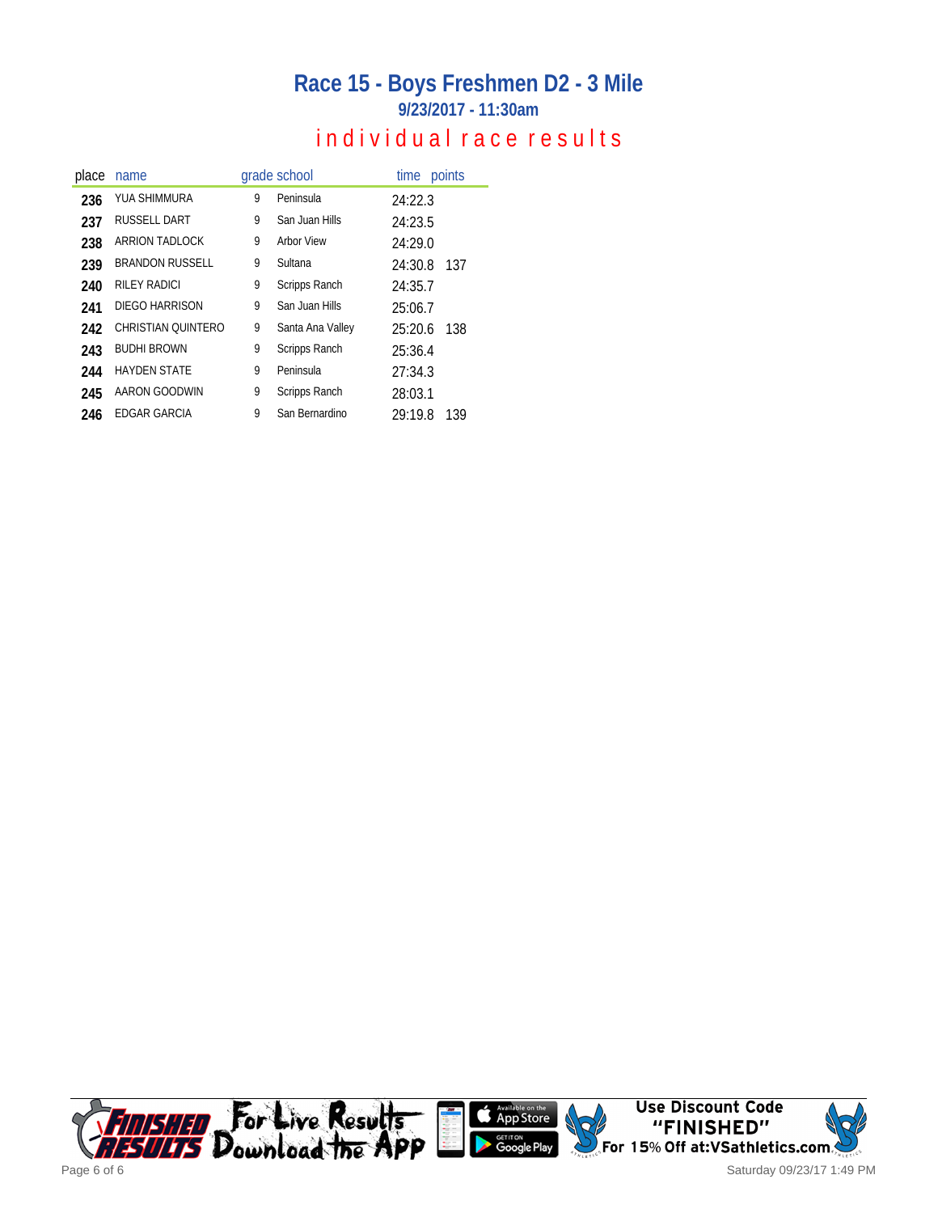# Race 15 - Boys Freshmen D2 - 3 Mile

## 9/23/2017 - 11:30am

## individual race results

| place | name | grade | school | time | points |
|---|---|---|---|---|---|
| 236 | YUA SHIMMURA | 9 | Peninsula | 24:22.3 | |
| 237 | RUSSELL DART | 9 | San Juan Hills | 24:23.5 | |
| 238 | ARRION TADLOCK | 9 | Arbor View | 24:29.0 | |
| 239 | BRANDON RUSSELL | 9 | Sultana | 24:30.8 | 137 |
| 240 | RILEY RADICI | 9 | Scripps Ranch | 24:35.7 | |
| 241 | DIEGO HARRISON | 9 | San Juan Hills | 25:06.7 | |
| 242 | CHRISTIAN QUINTERO | 9 | Santa Ana Valley | 25:20.6 | 138 |
| 243 | BUDHI BROWN | 9 | Scripps Ranch | 25:36.4 | |
| 244 | HAYDEN STATE | 9 | Peninsula | 27:34.3 | |
| 245 | AARON GOODWIN | 9 | Scripps Ranch | 28:03.1 | |
| 246 | EDGAR GARCIA | 9 | San Bernardino | 29:19.8 | 139 |

Finished Results — For Live Results Download the App

Available on the App Store | Get it on Google Play

Use Discount Code "FINISHED" For 15% Off at:VSathletics.com

Saturday 09/23/17 1:49 PM